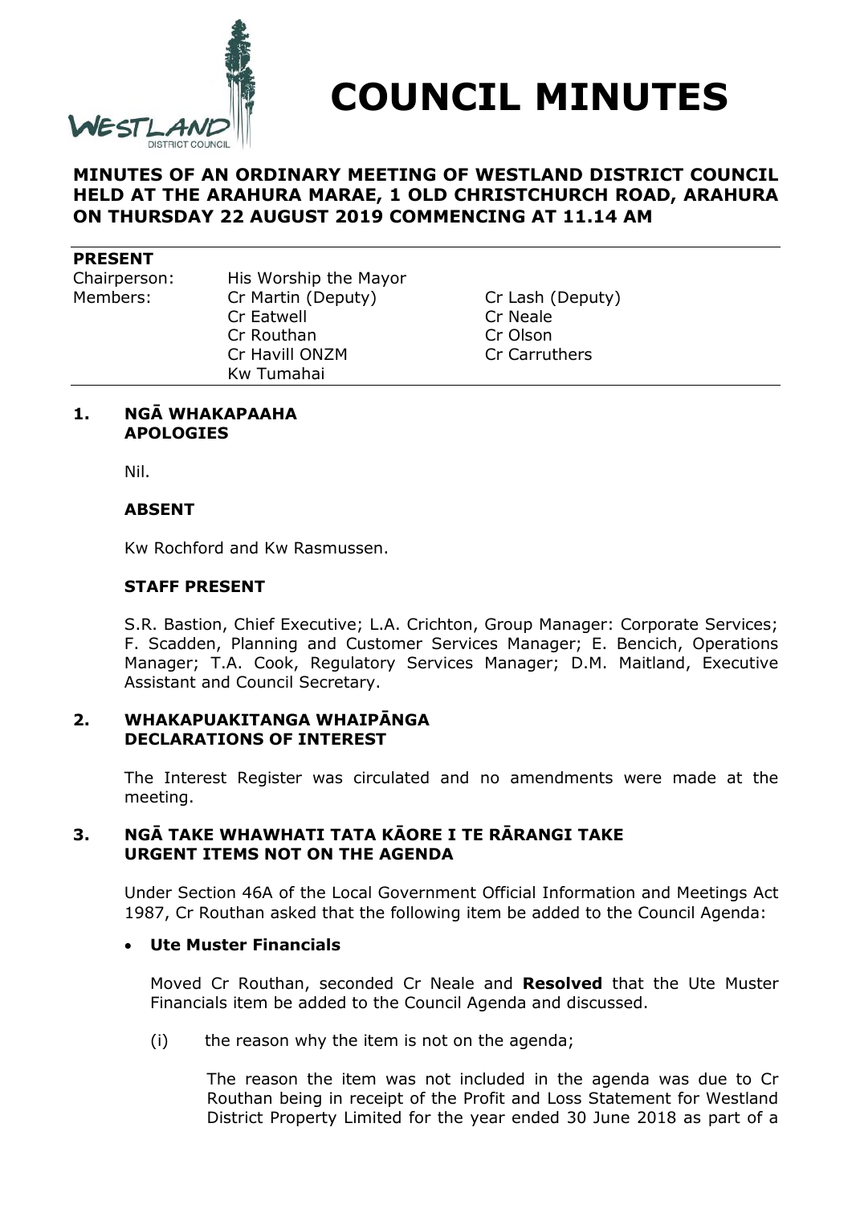# COUNCIL MINUTES

## MINUTES OF AN ORDINARY MEETING OF WESTLAND DISTRICT COUNCIL HELD AT THE ARAHURA MARAE, 1 OLD CHRISTCHURCH ROAD, ARAHURA ON THURSDAY 22 AUGUST 2019 COMMENCING AT 11.14 AM

**PRESENT**

| | | |
|---|---|---|
| Chairperson: | His Worship the Mayor | |
| Members: | Cr Martin (Deputy) | Cr Lash (Deputy) |
| | Cr Eatwell | Cr Neale |
| | Cr Routhan | Cr Olson |
| | Cr Havill ONZM | Cr Carruthers |
| | Kw Tumahai | |

### 1. NGĀ WHAKAPAAHA APOLOGIES

Nil.

**ABSENT**

Kw Rochford and Kw Rasmussen.

**STAFF PRESENT**

S.R. Bastion, Chief Executive; L.A. Crichton, Group Manager: Corporate Services; F. Scadden, Planning and Customer Services Manager; E. Bencich, Operations Manager; T.A. Cook, Regulatory Services Manager; D.M. Maitland, Executive Assistant and Council Secretary.

### 2. WHAKAPUAKITANGA WHAIPĀNGA DECLARATIONS OF INTEREST

The Interest Register was circulated and no amendments were made at the meeting.

### 3. NGĀ TAKE WHAWHATI TATA KĀORE I TE RĀRANGI TAKE URGENT ITEMS NOT ON THE AGENDA

Under Section 46A of the Local Government Official Information and Meetings Act 1987, Cr Routhan asked that the following item be added to the Council Agenda:

- **Ute Muster Financials**

Moved Cr Routhan, seconded Cr Neale and **Resolved** that the Ute Muster Financials item be added to the Council Agenda and discussed.

(i) the reason why the item is not on the agenda;

The reason the item was not included in the agenda was due to Cr Routhan being in receipt of the Profit and Loss Statement for Westland District Property Limited for the year ended 30 June 2018 as part of a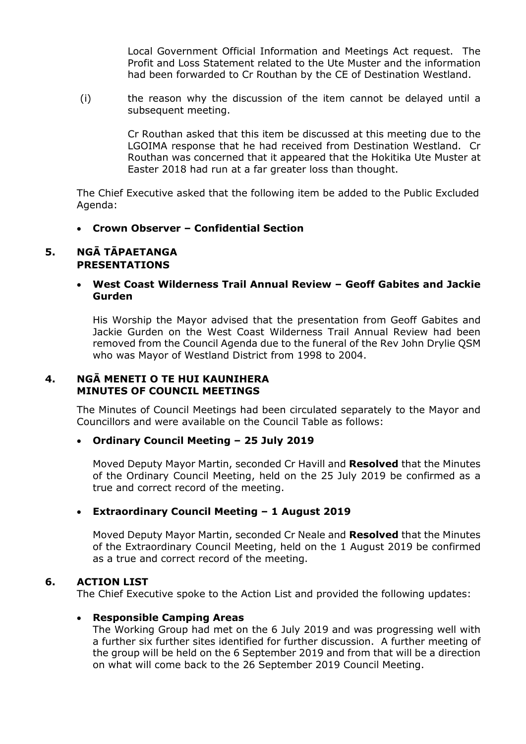Local Government Official Information and Meetings Act request. The Profit and Loss Statement related to the Ute Muster and the information had been forwarded to Cr Routhan by the CE of Destination Westland.

(i) the reason why the discussion of the item cannot be delayed until a subsequent meeting.

Cr Routhan asked that this item be discussed at this meeting due to the LGOIMA response that he had received from Destination Westland. Cr Routhan was concerned that it appeared that the Hokitika Ute Muster at Easter 2018 had run at a far greater loss than thought.

The Chief Executive asked that the following item be added to the Public Excluded Agenda:

- **Crown Observer – Confidential Section**

## 5. NGĀ TĀPAETANGA PRESENTATIONS

- **West Coast Wilderness Trail Annual Review – Geoff Gabites and Jackie Gurden**

His Worship the Mayor advised that the presentation from Geoff Gabites and Jackie Gurden on the West Coast Wilderness Trail Annual Review had been removed from the Council Agenda due to the funeral of the Rev John Drylie QSM who was Mayor of Westland District from 1998 to 2004.

## 4. NGĀ MENETI O TE HUI KAUNIHERA MINUTES OF COUNCIL MEETINGS

The Minutes of Council Meetings had been circulated separately to the Mayor and Councillors and were available on the Council Table as follows:

- **Ordinary Council Meeting – 25 July 2019**

Moved Deputy Mayor Martin, seconded Cr Havill and **Resolved** that the Minutes of the Ordinary Council Meeting, held on the 25 July 2019 be confirmed as a true and correct record of the meeting.

- **Extraordinary Council Meeting – 1 August 2019**

Moved Deputy Mayor Martin, seconded Cr Neale and **Resolved** that the Minutes of the Extraordinary Council Meeting, held on the 1 August 2019 be confirmed as a true and correct record of the meeting.

## 6. ACTION LIST

The Chief Executive spoke to the Action List and provided the following updates:

- **Responsible Camping Areas**

The Working Group had met on the 6 July 2019 and was progressing well with a further six further sites identified for further discussion. A further meeting of the group will be held on the 6 September 2019 and from that will be a direction on what will come back to the 26 September 2019 Council Meeting.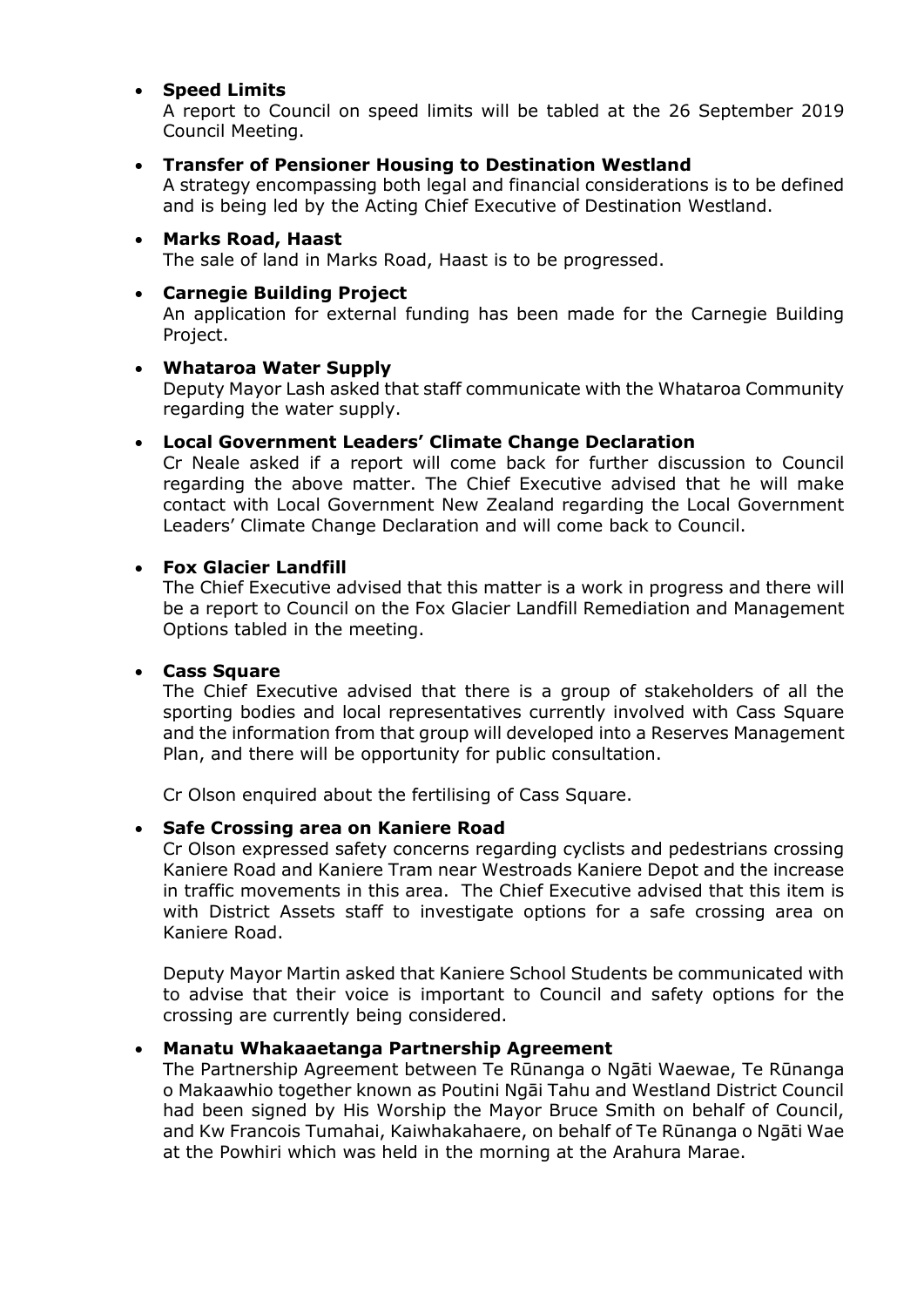- **Speed Limits**
  A report to Council on speed limits will be tabled at the 26 September 2019 Council Meeting.

- **Transfer of Pensioner Housing to Destination Westland**
  A strategy encompassing both legal and financial considerations is to be defined and is being led by the Acting Chief Executive of Destination Westland.

- **Marks Road, Haast**
  The sale of land in Marks Road, Haast is to be progressed.

- **Carnegie Building Project**
  An application for external funding has been made for the Carnegie Building Project.

- **Whataroa Water Supply**
  Deputy Mayor Lash asked that staff communicate with the Whataroa Community regarding the water supply.

- **Local Government Leaders' Climate Change Declaration**
  Cr Neale asked if a report will come back for further discussion to Council regarding the above matter. The Chief Executive advised that he will make contact with Local Government New Zealand regarding the Local Government Leaders' Climate Change Declaration and will come back to Council.

- **Fox Glacier Landfill**
  The Chief Executive advised that this matter is a work in progress and there will be a report to Council on the Fox Glacier Landfill Remediation and Management Options tabled in the meeting.

- **Cass Square**
  The Chief Executive advised that there is a group of stakeholders of all the sporting bodies and local representatives currently involved with Cass Square and the information from that group will developed into a Reserves Management Plan, and there will be opportunity for public consultation.

  Cr Olson enquired about the fertilising of Cass Square.

- **Safe Crossing area on Kaniere Road**
  Cr Olson expressed safety concerns regarding cyclists and pedestrians crossing Kaniere Road and Kaniere Tram near Westroads Kaniere Depot and the increase in traffic movements in this area. The Chief Executive advised that this item is with District Assets staff to investigate options for a safe crossing area on Kaniere Road.

  Deputy Mayor Martin asked that Kaniere School Students be communicated with to advise that their voice is important to Council and safety options for the crossing are currently being considered.

- **Manatu Whakaaetanga Partnership Agreement**
  The Partnership Agreement between Te Rūnanga o Ngāti Waewae, Te Rūnanga o Makaawhio together known as Poutini Ngāi Tahu and Westland District Council had been signed by His Worship the Mayor Bruce Smith on behalf of Council, and Kw Francois Tumahai, Kaiwhakahaere, on behalf of Te Rūnanga o Ngāti Wae at the Powhiri which was held in the morning at the Arahura Marae.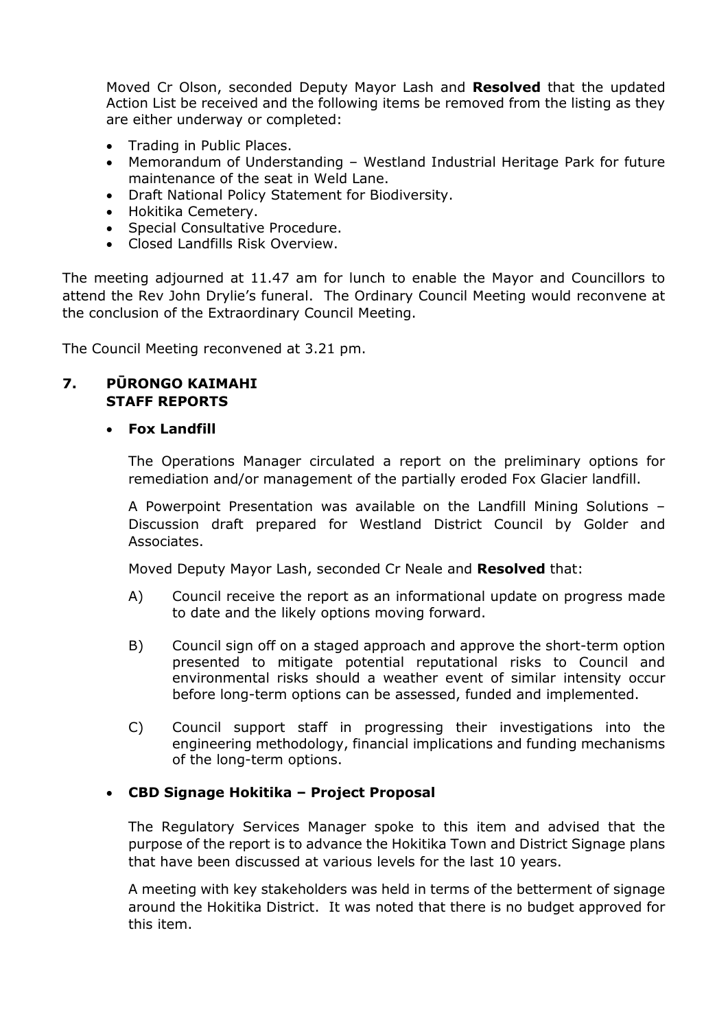Moved Cr Olson, seconded Deputy Mayor Lash and **Resolved** that the updated Action List be received and the following items be removed from the listing as they are either underway or completed:

- Trading in Public Places.
- Memorandum of Understanding – Westland Industrial Heritage Park for future maintenance of the seat in Weld Lane.
- Draft National Policy Statement for Biodiversity.
- Hokitika Cemetery.
- Special Consultative Procedure.
- Closed Landfills Risk Overview.

The meeting adjourned at 11.47 am for lunch to enable the Mayor and Councillors to attend the Rev John Drylie's funeral. The Ordinary Council Meeting would reconvene at the conclusion of the Extraordinary Council Meeting.

The Council Meeting reconvened at 3.21 pm.

## 7. PŪRONGO KAIMAHI STAFF REPORTS

- **Fox Landfill**

The Operations Manager circulated a report on the preliminary options for remediation and/or management of the partially eroded Fox Glacier landfill.

A Powerpoint Presentation was available on the Landfill Mining Solutions – Discussion draft prepared for Westland District Council by Golder and Associates.

Moved Deputy Mayor Lash, seconded Cr Neale and **Resolved** that:

A) Council receive the report as an informational update on progress made to date and the likely options moving forward.

B) Council sign off on a staged approach and approve the short-term option presented to mitigate potential reputational risks to Council and environmental risks should a weather event of similar intensity occur before long-term options can be assessed, funded and implemented.

C) Council support staff in progressing their investigations into the engineering methodology, financial implications and funding mechanisms of the long-term options.

- **CBD Signage Hokitika – Project Proposal**

The Regulatory Services Manager spoke to this item and advised that the purpose of the report is to advance the Hokitika Town and District Signage plans that have been discussed at various levels for the last 10 years.

A meeting with key stakeholders was held in terms of the betterment of signage around the Hokitika District. It was noted that there is no budget approved for this item.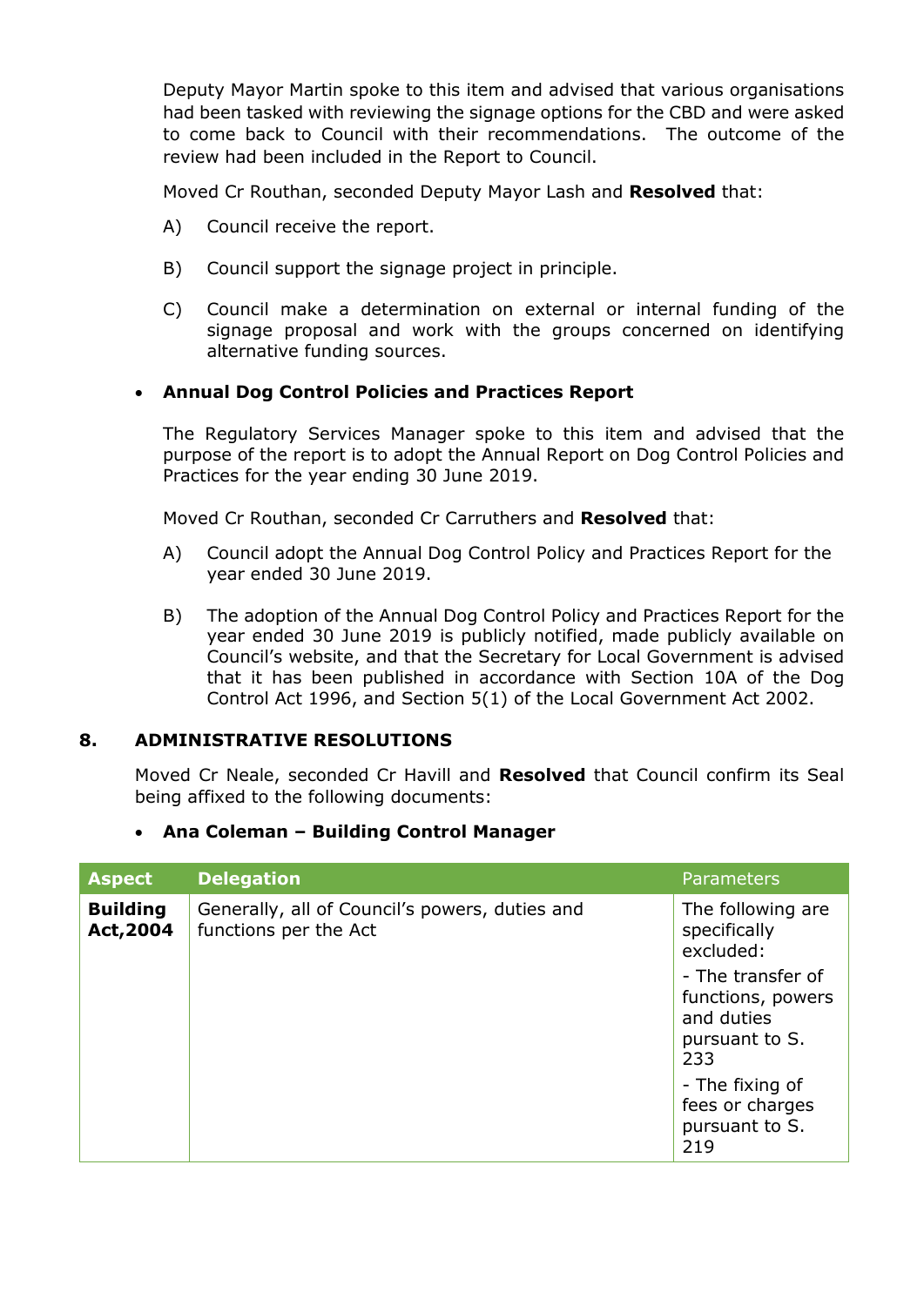Deputy Mayor Martin spoke to this item and advised that various organisations had been tasked with reviewing the signage options for the CBD and were asked to come back to Council with their recommendations. The outcome of the review had been included in the Report to Council.

Moved Cr Routhan, seconded Deputy Mayor Lash and **Resolved** that:

A) Council receive the report.

B) Council support the signage project in principle.

C) Council make a determination on external or internal funding of the signage proposal and work with the groups concerned on identifying alternative funding sources.

- **Annual Dog Control Policies and Practices Report**

The Regulatory Services Manager spoke to this item and advised that the purpose of the report is to adopt the Annual Report on Dog Control Policies and Practices for the year ending 30 June 2019.

Moved Cr Routhan, seconded Cr Carruthers and **Resolved** that:

A) Council adopt the Annual Dog Control Policy and Practices Report for the year ended 30 June 2019.

B) The adoption of the Annual Dog Control Policy and Practices Report for the year ended 30 June 2019 is publicly notified, made publicly available on Council's website, and that the Secretary for Local Government is advised that it has been published in accordance with Section 10A of the Dog Control Act 1996, and Section 5(1) of the Local Government Act 2002.

## 8. ADMINISTRATIVE RESOLUTIONS

Moved Cr Neale, seconded Cr Havill and **Resolved** that Council confirm its Seal being affixed to the following documents:

- **Ana Coleman – Building Control Manager**

| Aspect | Delegation | Parameters |
|---|---|---|
| **Building Act,2004** | Generally, all of Council's powers, duties and functions per the Act | The following are specifically excluded:<br>- The transfer of functions, powers and duties pursuant to S. 233<br>- The fixing of fees or charges pursuant to S. 219 |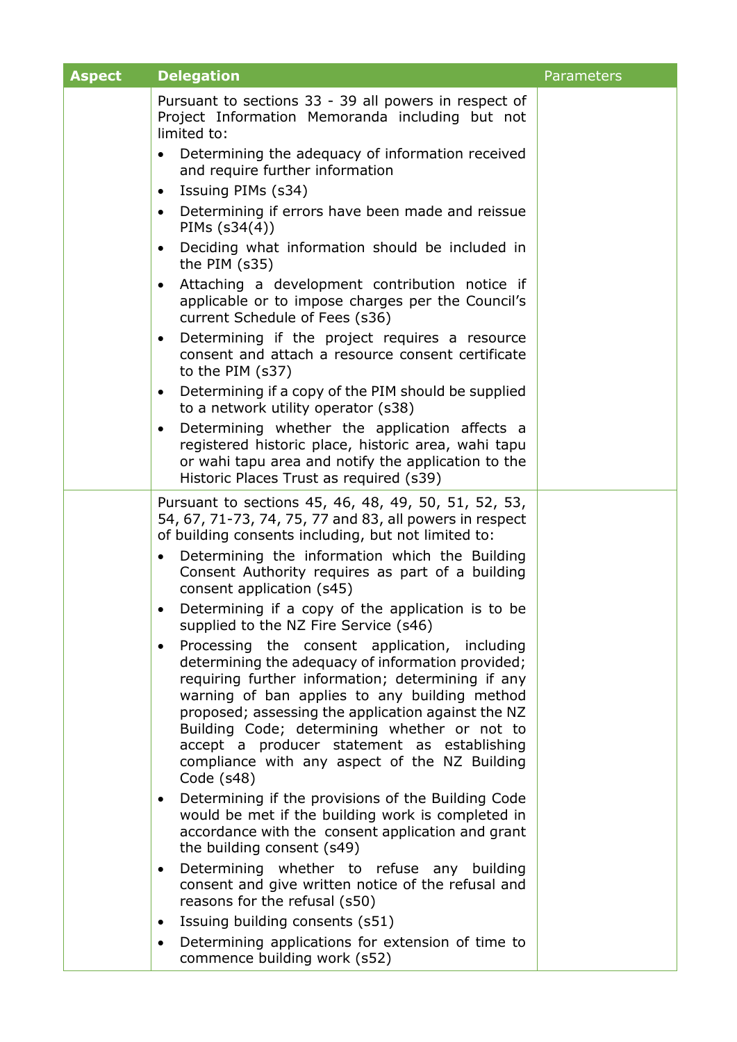| Aspect | Delegation | Parameters |
|---|---|---|
| | Pursuant to sections 33 - 39 all powers in respect of Project Information Memoranda including but not limited to:<br>• Determining the adequacy of information received and require further information<br>• Issuing PIMs (s34)<br>• Determining if errors have been made and reissue PIMs (s34(4))<br>• Deciding what information should be included in the PIM (s35)<br>• Attaching a development contribution notice if applicable or to impose charges per the Council's current Schedule of Fees (s36)<br>• Determining if the project requires a resource consent and attach a resource consent certificate to the PIM (s37)<br>• Determining if a copy of the PIM should be supplied to a network utility operator (s38)<br>• Determining whether the application affects a registered historic place, historic area, wahi tapu or wahi tapu area and notify the application to the Historic Places Trust as required (s39) | |
| | Pursuant to sections 45, 46, 48, 49, 50, 51, 52, 53, 54, 67, 71-73, 74, 75, 77 and 83, all powers in respect of building consents including, but not limited to:<br>• Determining the information which the Building Consent Authority requires as part of a building consent application (s45)<br>• Determining if a copy of the application is to be supplied to the NZ Fire Service (s46)<br>• Processing the consent application, including determining the adequacy of information provided; requiring further information; determining if any warning of ban applies to any building method proposed; assessing the application against the NZ Building Code; determining whether or not to accept a producer statement as establishing compliance with any aspect of the NZ Building Code (s48)<br>• Determining if the provisions of the Building Code would be met if the building work is completed in accordance with the consent application and grant the building consent (s49)<br>• Determining whether to refuse any building consent and give written notice of the refusal and reasons for the refusal (s50)<br>• Issuing building consents (s51)<br>• Determining applications for extension of time to commence building work (s52) | |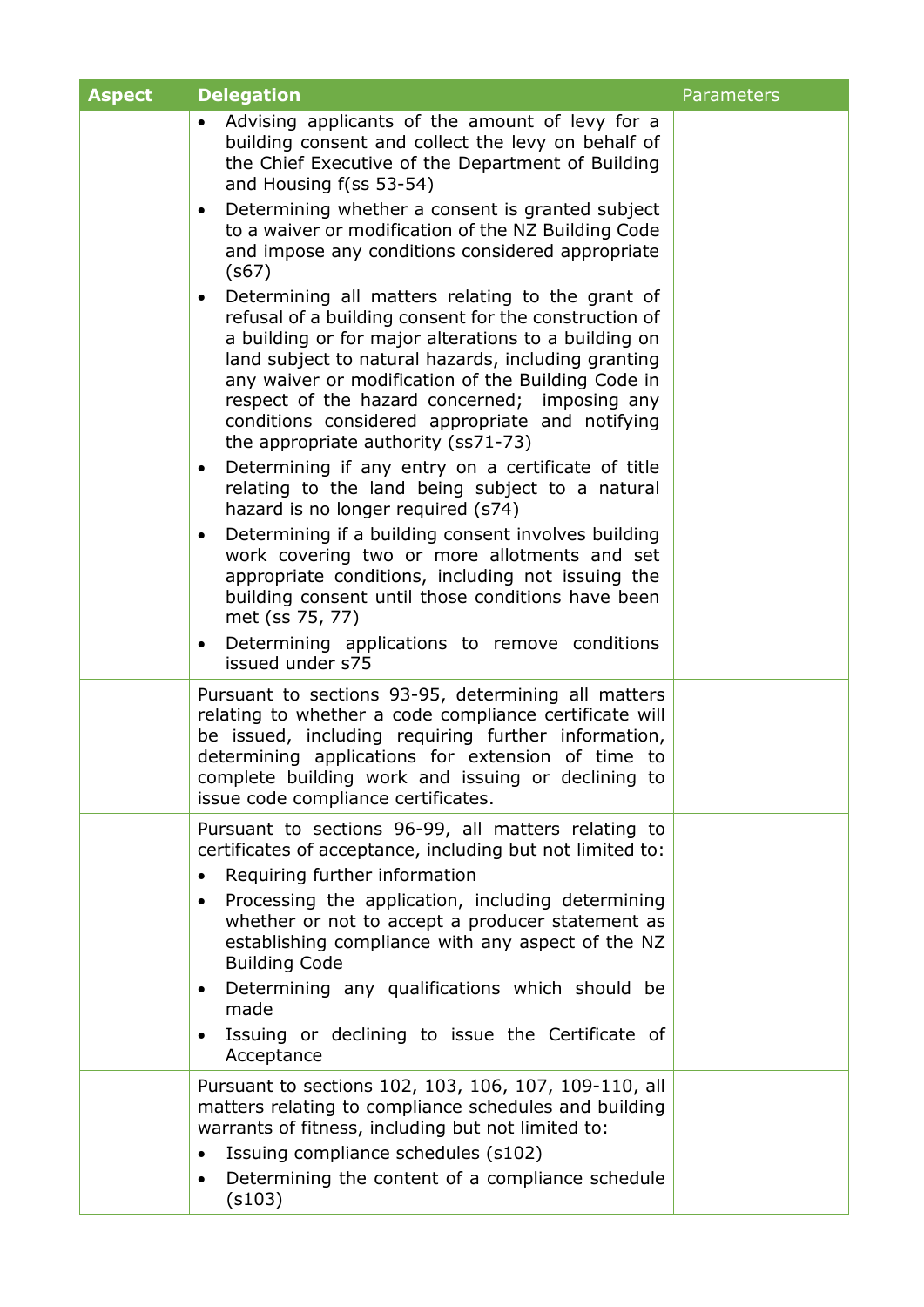| Aspect | Delegation | Parameters |
| --- | --- | --- |
| | • Advising applicants of the amount of levy for a building consent and collect the levy on behalf of the Chief Executive of the Department of Building and Housing f(ss 53-54)<br>• Determining whether a consent is granted subject to a waiver or modification of the NZ Building Code and impose any conditions considered appropriate (s67)<br>• Determining all matters relating to the grant of refusal of a building consent for the construction of a building or for major alterations to a building on land subject to natural hazards, including granting any waiver or modification of the Building Code in respect of the hazard concerned; imposing any conditions considered appropriate and notifying the appropriate authority (ss71-73)<br>• Determining if any entry on a certificate of title relating to the land being subject to a natural hazard is no longer required (s74)<br>• Determining if a building consent involves building work covering two or more allotments and set appropriate conditions, including not issuing the building consent until those conditions have been met (ss 75, 77)<br>• Determining applications to remove conditions issued under s75 | |
| | Pursuant to sections 93-95, determining all matters relating to whether a code compliance certificate will be issued, including requiring further information, determining applications for extension of time to complete building work and issuing or declining to issue code compliance certificates. | |
| | Pursuant to sections 96-99, all matters relating to certificates of acceptance, including but not limited to:<br>• Requiring further information<br>• Processing the application, including determining whether or not to accept a producer statement as establishing compliance with any aspect of the NZ Building Code<br>• Determining any qualifications which should be made<br>• Issuing or declining to issue the Certificate of Acceptance | |
| | Pursuant to sections 102, 103, 106, 107, 109-110, all matters relating to compliance schedules and building warrants of fitness, including but not limited to:<br>• Issuing compliance schedules (s102)<br>• Determining the content of a compliance schedule (s103) | |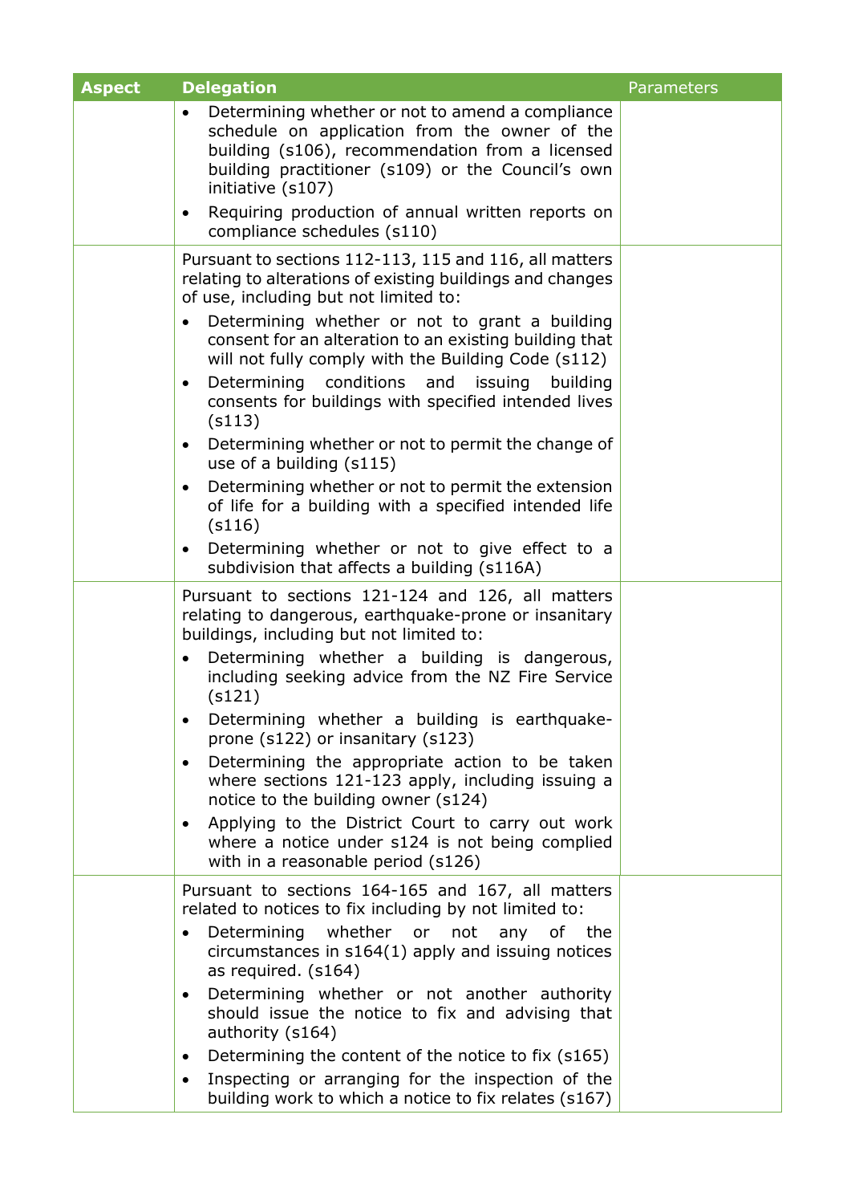| Aspect | Delegation | Parameters |
|---|---|---|
| | • Determining whether or not to amend a compliance schedule on application from the owner of the building (s106), recommendation from a licensed building practitioner (s109) or the Council's own initiative (s107)<br>• Requiring production of annual written reports on compliance schedules (s110) | |
| | Pursuant to sections 112-113, 115 and 116, all matters relating to alterations of existing buildings and changes of use, including but not limited to:<br>• Determining whether or not to grant a building consent for an alteration to an existing building that will not fully comply with the Building Code (s112)<br>• Determining conditions and issuing building consents for buildings with specified intended lives (s113)<br>• Determining whether or not to permit the change of use of a building (s115)<br>• Determining whether or not to permit the extension of life for a building with a specified intended life (s116)<br>• Determining whether or not to give effect to a subdivision that affects a building (s116A) | |
| | Pursuant to sections 121-124 and 126, all matters relating to dangerous, earthquake-prone or insanitary buildings, including but not limited to:<br>• Determining whether a building is dangerous, including seeking advice from the NZ Fire Service (s121)<br>• Determining whether a building is earthquake-prone (s122) or insanitary (s123)<br>• Determining the appropriate action to be taken where sections 121-123 apply, including issuing a notice to the building owner (s124)<br>• Applying to the District Court to carry out work where a notice under s124 is not being complied with in a reasonable period (s126) | |
| | Pursuant to sections 164-165 and 167, all matters related to notices to fix including by not limited to:<br>• Determining whether or not any of the circumstances in s164(1) apply and issuing notices as required. (s164)<br>• Determining whether or not another authority should issue the notice to fix and advising that authority (s164)<br>• Determining the content of the notice to fix (s165)<br>• Inspecting or arranging for the inspection of the building work to which a notice to fix relates (s167) | |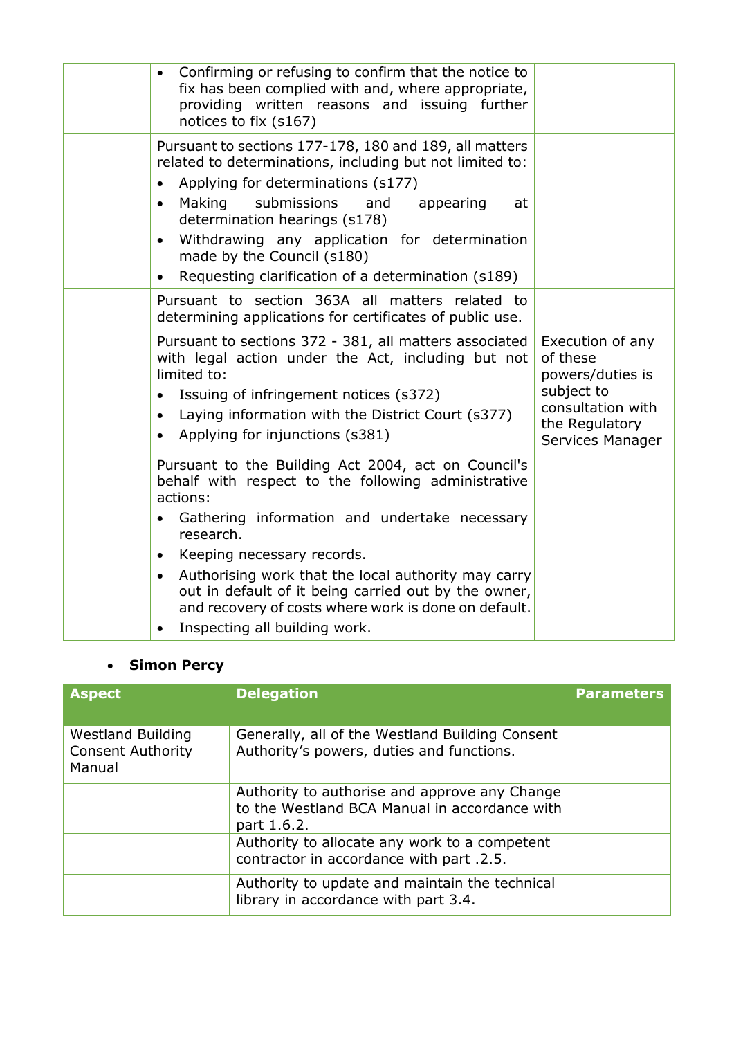| | | |
|---|---|---|
| | • Confirming or refusing to confirm that the notice to fix has been complied with and, where appropriate, providing written reasons and issuing further notices to fix (s167) | |
| | Pursuant to sections 177-178, 180 and 189, all matters related to determinations, including but not limited to:<br>• Applying for determinations (s177)<br>• Making submissions and appearing at determination hearings (s178)<br>• Withdrawing any application for determination made by the Council (s180)<br>• Requesting clarification of a determination (s189) | |
| | Pursuant to section 363A all matters related to determining applications for certificates of public use. | |
| | Pursuant to sections 372 - 381, all matters associated with legal action under the Act, including but not limited to:<br>• Issuing of infringement notices (s372)<br>• Laying information with the District Court (s377)<br>• Applying for injunctions (s381) | Execution of any of these powers/duties is subject to consultation with the Regulatory Services Manager |
| | Pursuant to the Building Act 2004, act on Council's behalf with respect to the following administrative actions:<br>• Gathering information and undertake necessary research.<br>• Keeping necessary records.<br>• Authorising work that the local authority may carry out in default of it being carried out by the owner, and recovery of costs where work is done on default.<br>• Inspecting all building work. | |

- **Simon Percy**

| Aspect | Delegation | Parameters |
|---|---|---|
| Westland Building Consent Authority Manual | Generally, all of the Westland Building Consent Authority's powers, duties and functions. | |
| | Authority to authorise and approve any Change to the Westland BCA Manual in accordance with part 1.6.2. | |
| | Authority to allocate any work to a competent contractor in accordance with part .2.5. | |
| | Authority to update and maintain the technical library in accordance with part 3.4. | |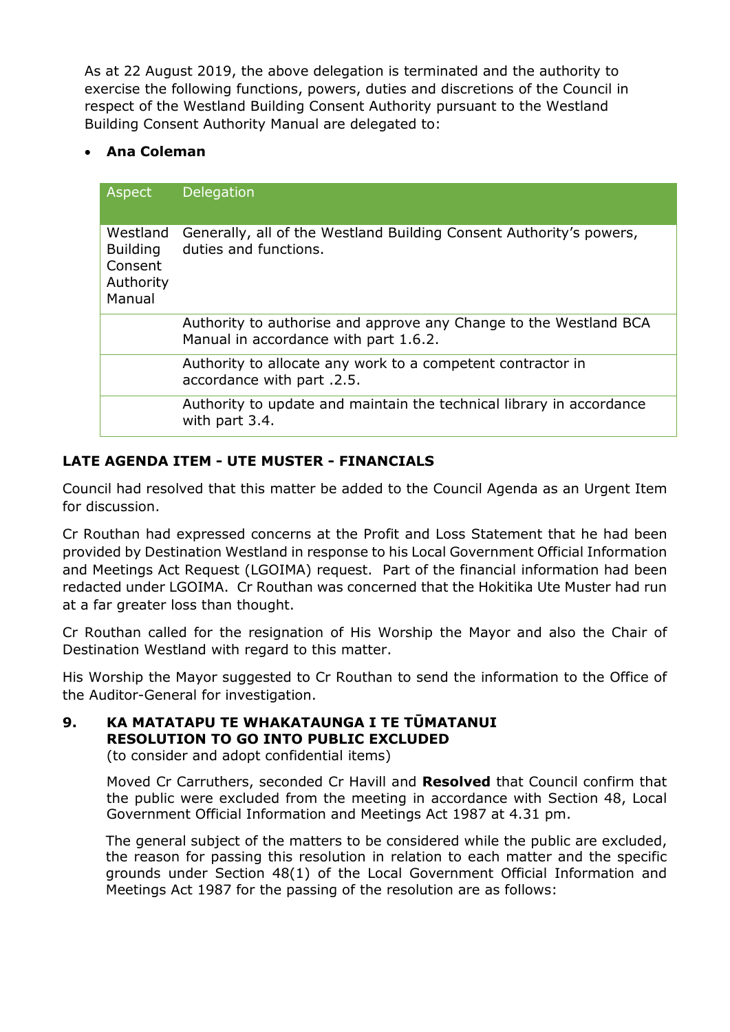As at 22 August 2019, the above delegation is terminated and the authority to exercise the following functions, powers, duties and discretions of the Council in respect of the Westland Building Consent Authority pursuant to the Westland Building Consent Authority Manual are delegated to:

- **Ana Coleman**

| Aspect | Delegation |
| --- | --- |
| Westland Building Consent Authority Manual | Generally, all of the Westland Building Consent Authority's powers, duties and functions. |
| | Authority to authorise and approve any Change to the Westland BCA Manual in accordance with part 1.6.2. |
| | Authority to allocate any work to a competent contractor in accordance with part .2.5. |
| | Authority to update and maintain the technical library in accordance with part 3.4. |

**LATE AGENDA ITEM - UTE MUSTER - FINANCIALS**

Council had resolved that this matter be added to the Council Agenda as an Urgent Item for discussion.

Cr Routhan had expressed concerns at the Profit and Loss Statement that he had been provided by Destination Westland in response to his Local Government Official Information and Meetings Act Request (LGOIMA) request. Part of the financial information had been redacted under LGOIMA. Cr Routhan was concerned that the Hokitika Ute Muster had run at a far greater loss than thought.

Cr Routhan called for the resignation of His Worship the Mayor and also the Chair of Destination Westland with regard to this matter.

His Worship the Mayor suggested to Cr Routhan to send the information to the Office of the Auditor-General for investigation.

## 9. KA MATATAPU TE WHAKATAUNGA I TE TŪMATANUI RESOLUTION TO GO INTO PUBLIC EXCLUDED

(to consider and adopt confidential items)

Moved Cr Carruthers, seconded Cr Havill and **Resolved** that Council confirm that the public were excluded from the meeting in accordance with Section 48, Local Government Official Information and Meetings Act 1987 at 4.31 pm.

The general subject of the matters to be considered while the public are excluded, the reason for passing this resolution in relation to each matter and the specific grounds under Section 48(1) of the Local Government Official Information and Meetings Act 1987 for the passing of the resolution are as follows: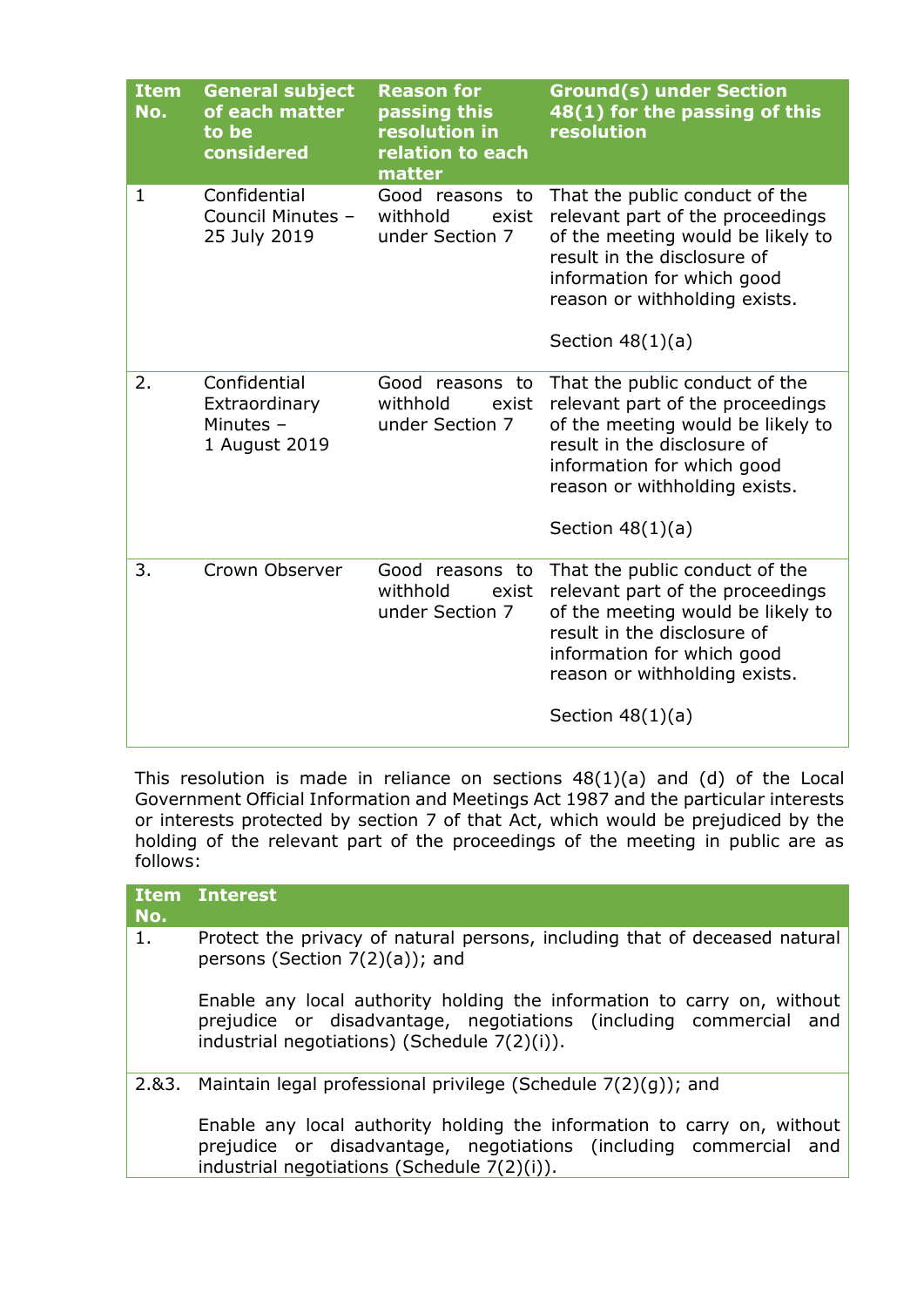| Item No. | General subject of each matter to be considered | Reason for passing this resolution in relation to each matter | Ground(s) under Section 48(1) for the passing of this resolution |
|---|---|---|---|
| 1 | Confidential Council Minutes – 25 July 2019 | Good reasons to withhold exist under Section 7 | That the public conduct of the relevant part of the proceedings of the meeting would be likely to result in the disclosure of information for which good reason or withholding exists.<br><br>Section 48(1)(a) |
| 2. | Confidential Extraordinary Minutes – 1 August 2019 | Good reasons to withhold exist under Section 7 | That the public conduct of the relevant part of the proceedings of the meeting would be likely to result in the disclosure of information for which good reason or withholding exists.<br><br>Section 48(1)(a) |
| 3. | Crown Observer | Good reasons to withhold exist under Section 7 | That the public conduct of the relevant part of the proceedings of the meeting would be likely to result in the disclosure of information for which good reason or withholding exists.<br><br>Section 48(1)(a) |

This resolution is made in reliance on sections 48(1)(a) and (d) of the Local Government Official Information and Meetings Act 1987 and the particular interests or interests protected by section 7 of that Act, which would be prejudiced by the holding of the relevant part of the proceedings of the meeting in public are as follows:

| Item No. | Interest |
|---|---|
| 1. | Protect the privacy of natural persons, including that of deceased natural persons (Section 7(2)(a)); and<br><br>Enable any local authority holding the information to carry on, without prejudice or disadvantage, negotiations (including commercial and industrial negotiations) (Schedule 7(2)(i)). |
| 2.&3. | Maintain legal professional privilege (Schedule 7(2)(g)); and<br><br>Enable any local authority holding the information to carry on, without prejudice or disadvantage, negotiations (including commercial and industrial negotiations (Schedule 7(2)(i)). |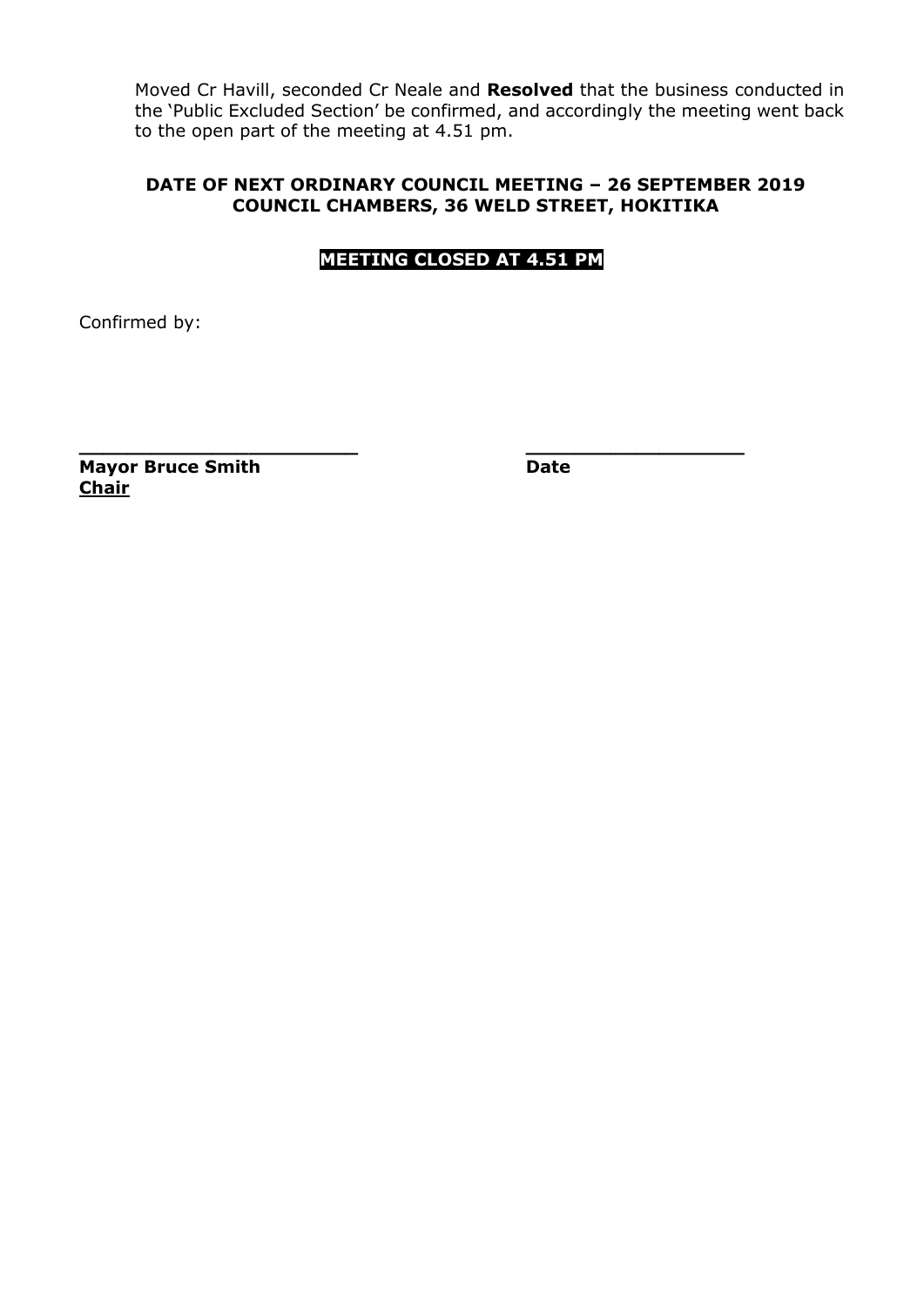Moved Cr Havill, seconded Cr Neale and **Resolved** that the business conducted in the 'Public Excluded Section' be confirmed, and accordingly the meeting went back to the open part of the meeting at 4.51 pm.

**DATE OF NEXT ORDINARY COUNCIL MEETING – 26 SEPTEMBER 2019**
**COUNCIL CHAMBERS, 36 WELD STREET, HOKITIKA**

**MEETING CLOSED AT 4.51 PM**

Confirmed by:

_________________________ ___________________

**Mayor Bruce Smith** **Date**
**Chair**